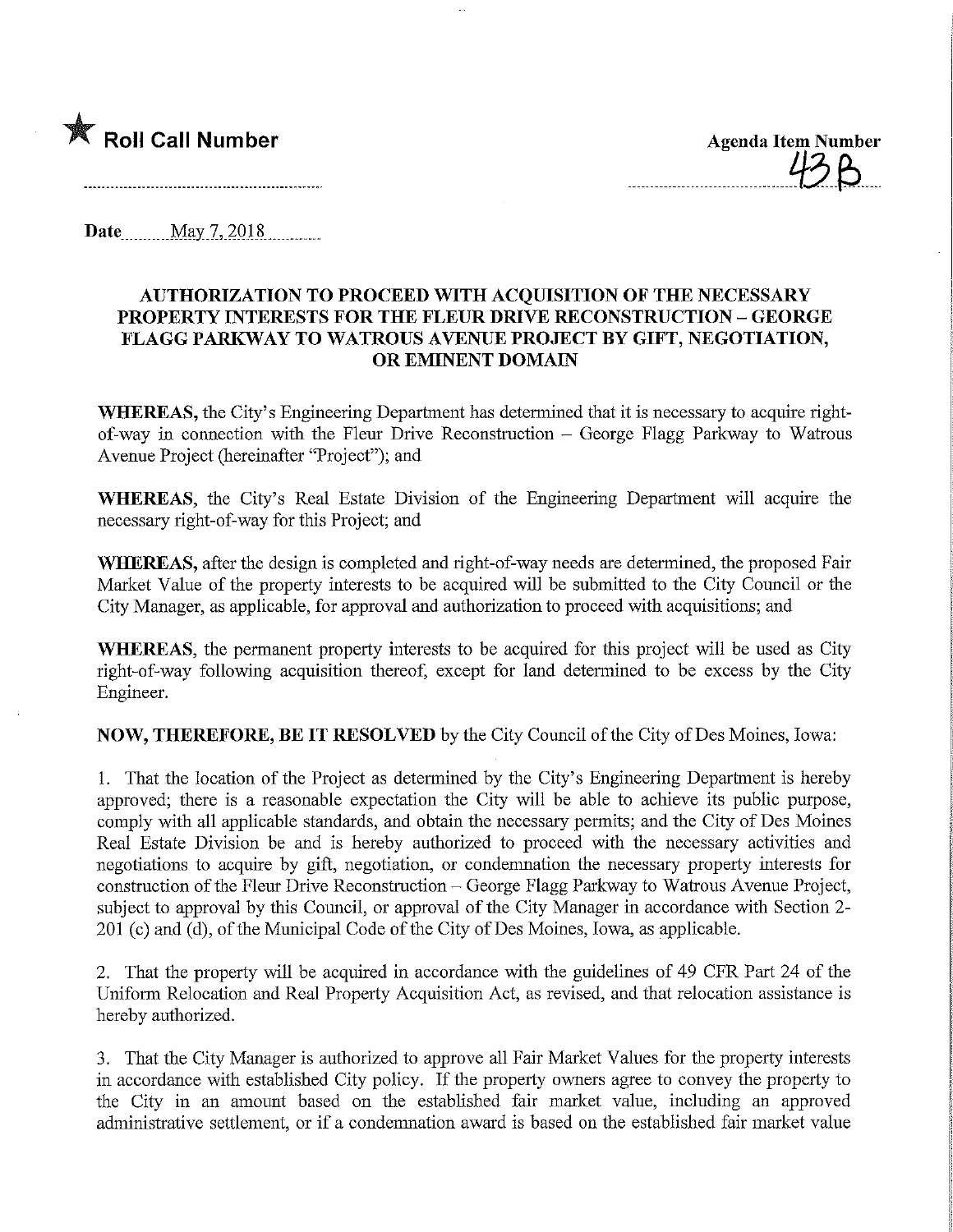★ **Roll Call Number**

**Agenda Item Number**
43B

**Date** May 7, 2018

## AUTHORIZATION TO PROCEED WITH ACQUISITION OF THE NECESSARY PROPERTY INTERESTS FOR THE FLEUR DRIVE RECONSTRUCTION – GEORGE FLAGG PARKWAY TO WATROUS AVENUE PROJECT BY GIFT, NEGOTIATION, OR EMINENT DOMAIN

**WHEREAS,** the City's Engineering Department has determined that it is necessary to acquire right-of-way in connection with the Fleur Drive Reconstruction – George Flagg Parkway to Watrous Avenue Project (hereinafter "Project"); and

**WHEREAS,** the City's Real Estate Division of the Engineering Department will acquire the necessary right-of-way for this Project; and

**WHEREAS,** after the design is completed and right-of-way needs are determined, the proposed Fair Market Value of the property interests to be acquired will be submitted to the City Council or the City Manager, as applicable, for approval and authorization to proceed with acquisitions; and

**WHEREAS,** the permanent property interests to be acquired for this project will be used as City right-of-way following acquisition thereof, except for land determined to be excess by the City Engineer.

**NOW, THEREFORE, BE IT RESOLVED** by the City Council of the City of Des Moines, Iowa:

1. That the location of the Project as determined by the City's Engineering Department is hereby approved; there is a reasonable expectation the City will be able to achieve its public purpose, comply with all applicable standards, and obtain the necessary permits; and the City of Des Moines Real Estate Division be and is hereby authorized to proceed with the necessary activities and negotiations to acquire by gift, negotiation, or condemnation the necessary property interests for construction of the Fleur Drive Reconstruction – George Flagg Parkway to Watrous Avenue Project, subject to approval by this Council, or approval of the City Manager in accordance with Section 2-201 (c) and (d), of the Municipal Code of the City of Des Moines, Iowa, as applicable.

2. That the property will be acquired in accordance with the guidelines of 49 CFR Part 24 of the Uniform Relocation and Real Property Acquisition Act, as revised, and that relocation assistance is hereby authorized.

3. That the City Manager is authorized to approve all Fair Market Values for the property interests in accordance with established City policy. If the property owners agree to convey the property to the City in an amount based on the established fair market value, including an approved administrative settlement, or if a condemnation award is based on the established fair market value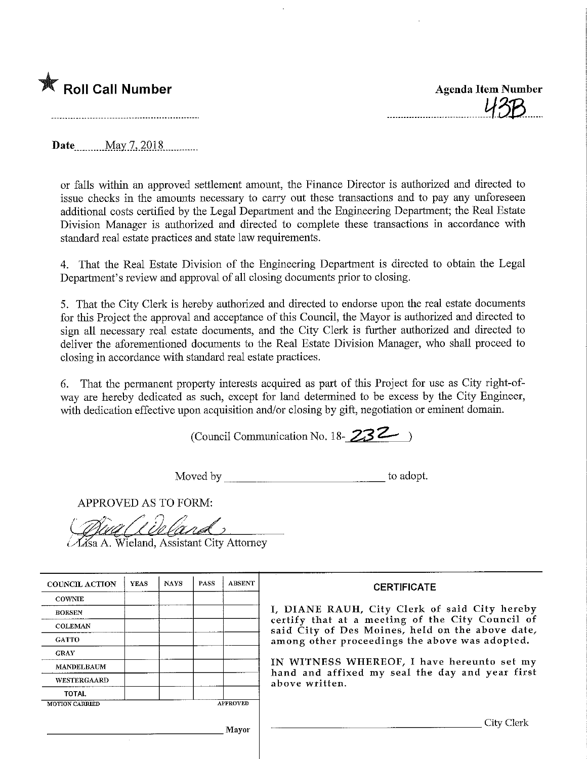★ **Roll Call Number**

**Agenda Item Number**

43B

**Date** May 7, 2018

or falls within an approved settlement amount, the Finance Director is authorized and directed to issue checks in the amounts necessary to carry out these transactions and to pay any unforeseen additional costs certified by the Legal Department and the Engineering Department; the Real Estate Division Manager is authorized and directed to complete these transactions in accordance with standard real estate practices and state law requirements.

4. That the Real Estate Division of the Engineering Department is directed to obtain the Legal Department's review and approval of all closing documents prior to closing.

5. That the City Clerk is hereby authorized and directed to endorse upon the real estate documents for this Project the approval and acceptance of this Council, the Mayor is authorized and directed to sign all necessary real estate documents, and the City Clerk is further authorized and directed to deliver the aforementioned documents to the Real Estate Division Manager, who shall proceed to closing in accordance with standard real estate practices.

6. That the permanent property interests acquired as part of this Project for use as City right-of-way are hereby dedicated as such, except for land determined to be excess by the City Engineer, with dedication effective upon acquisition and/or closing by gift, negotiation or eminent domain.

(Council Communication No. 18-232)

Moved by ____________________________ to adopt.

APPROVED AS TO FORM:

Lisa A. Wieland, Assistant City Attorney

| COUNCIL ACTION | YEAS | NAYS | PASS | ABSENT |
|---|---|---|---|---|
| COWNIE | | | | |
| BOESEN | | | | |
| COLEMAN | | | | |
| GATTO | | | | |
| GRAY | | | | |
| MANDELBAUM | | | | |
| WESTERGAARD | | | | |
| TOTAL | | | | |

MOTION CARRIED APPROVED

____________________________ Mayor

**CERTIFICATE**

I, DIANE RAUH, City Clerk of said City hereby certify that at a meeting of the City Council of said City of Des Moines, held on the above date, among other proceedings the above was adopted.

IN WITNESS WHEREOF, I have hereunto set my hand and affixed my seal the day and year first above written.

____________________________ City Clerk